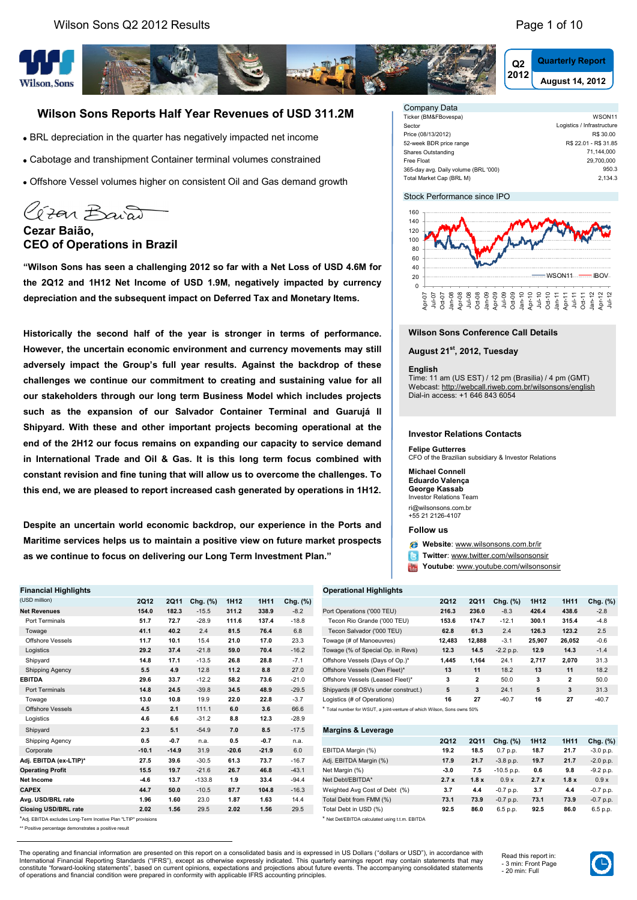Q2 2012 Quarterly Report
August 14, 2012

# Wilson Sons Reports Half Year Revenues of USD 311.2M

- BRL depreciation in the quarter has negatively impacted net income
- Cabotage and transhipment Container terminal volumes constrained
- Offshore Vessel volumes higher on consistent Oil and Gas demand growth

**Cezar Baião,**
**CEO of Operations in Brazil**

**"Wilson Sons has seen a challenging 2012 so far with a Net Loss of USD 4.6M for the 2Q12 and 1H12 Net Income of USD 1.9M, negatively impacted by currency depreciation and the subsequent impact on Deferred Tax and Monetary Items.**

**Historically the second half of the year is stronger in terms of performance. However, the uncertain economic environment and currency movements may still adversely impact the Group's full year results. Against the backdrop of these challenges we continue our commitment to creating and sustaining value for all our stakeholders through our long term Business Model which includes projects such as the expansion of our Salvador Container Terminal and Guarujá II Shipyard. With these and other important projects becoming operational at the end of the 2H12 our focus remains on expanding our capacity to service demand in International Trade and Oil & Gas. It is this long term focus combined with constant revision and fine tuning that will allow us to overcome the challenges. To this end, we are pleased to report increased cash generated by operations in 1H12.**

**Despite an uncertain world economic backdrop, our experience in the Ports and Maritime services helps us to maintain a positive view on future market prospects as we continue to focus on delivering our Long Term Investment Plan."**

## Company Data

| | |
|---|---|
| Ticker (BM&FBovespa) | WSON11 |
| Sector | Logistics / Infrastructure |
| Price (08/13/2012) | R$ 30.00 |
| 52-week BDR price range | R$ 22.01 - R$ 31.85 |
| Shares Outstanding | 71,144,000 |
| Free Float | 29,700,000 |
| 365-day avg. Daily volume (BRL '000) | 950.3 |
| Total Market Cap (BRL M) | 2,134.3 |

## Stock Performance since IPO

WSON11 — IBOV

## Wilson Sons Conference Call Details

**August 21st, 2012, Tuesday**

**English**
Time: 11 am (US EST) / 12 pm (Brasilia) / 4 pm (GMT)
Webcast: http://webcall.riweb.com.br/wilsonsons/english
Dial-in access: +1 646 843 6054

## Investor Relations Contacts

**Felipe Gutterres**
CFO of the Brazilian subsidiary & Investor Relations

**Michael Connell**
**Eduardo Valença**
**George Kassab**
Investor Relations Team

ri@wilsonsons.com.br
+55 21 2126-4107

## Follow us

- **Website**: www.wilsonsons.com.br/ir
- **Twitter**: www.twitter.com/wilsonsonsir
- **Youtube**: www.youtube.com/wilsonsonsir

## Financial Highlights

| (USD million) | 2Q12 | 2Q11 | Chg. (%) | 1H12 | 1H11 | Chg. (%) |
|---|---|---|---|---|---|---|
| **Net Revenues** | **154.0** | **182.3** | -15.5 | **311.2** | **338.9** | -8.2 |
| Port Terminals | 51.7 | 72.7 | -28.9 | 111.6 | 137.4 | -18.8 |
| Towage | 41.1 | 40.2 | 2.4 | 81.5 | 76.4 | 6.8 |
| Offshore Vessels | 11.7 | 10.1 | 15.4 | 21.0 | 17.0 | 23.3 |
| Logistics | 29.2 | 37.4 | -21.8 | 59.0 | 70.4 | -16.2 |
| Shipyard | 14.8 | 17.1 | -13.5 | 26.8 | 28.8 | -7.1 |
| Shipping Agency | 5.5 | 4.9 | 12.8 | 11.2 | 8.8 | 27.0 |
| **EBITDA** | **29.6** | **33.7** | -12.2 | **58.2** | **73.6** | -21.0 |
| Port Terminals | 14.8 | 24.5 | -39.8 | 34.5 | 48.9 | -29.5 |
| Towage | 13.0 | 10.8 | 19.9 | 22.0 | 22.8 | -3.7 |
| Offshore Vessels | 4.5 | 2.1 | 111.1 | 6.0 | 3.6 | 66.6 |
| Logistics | 4.6 | 6.6 | -31.2 | 8.8 | 12.3 | -28.9 |
| Shipyard | 2.3 | 5.1 | -54.9 | 7.0 | 8.5 | -17.5 |
| Shipping Agency | 0.5 | -0.7 | n.a. | 0.5 | -0.7 | n.a. |
| Corporate | -10.1 | -14.9 | 31.9 | -20.6 | -21.9 | 6.0 |
| **Adj. EBITDA (ex-LTIP)*** | **27.5** | **39.6** | -30.5 | **61.3** | **73.7** | -16.7 |
| **Operating Profit** | **15.5** | **19.7** | -21.6 | **26.7** | **46.8** | -43.1 |
| **Net Income** | **-4.6** | **13.7** | -133.8 | **1.9** | **33.4** | -94.4 |
| **CAPEX** | **44.7** | **50.0** | -10.5 | **87.7** | **104.8** | -16.3 |
| **Avg. USD/BRL rate** | **1.96** | **1.60** | 23.0 | **1.87** | **1.63** | 14.4 |
| **Closing USD/BRL rate** | **2.02** | **1.56** | 29.5 | **2.02** | **1.56** | 29.5 |

*Adj. EBITDA excludes Long-Term Incentive Plan "LTIP" provisions
** Positive percentage demonstrates a positive result

## Operational Highlights

| | 2Q12 | 2Q11 | Chg. (%) | 1H12 | 1H11 | Chg. (%) |
|---|---|---|---|---|---|---|
| Port Operations ('000 TEU) | **216.3** | **236.0** | -8.3 | **426.4** | **438.6** | -2.8 |
| Tecon Rio Grande ('000 TEU) | 153.6 | 174.7 | -12.1 | 300.1 | 315.4 | -4.8 |
| Tecon Salvador ('000 TEU) | 62.8 | 61.3 | 2.4 | 126.3 | 123.2 | 2.5 |
| Towage (# of Manoeuvres) | **12,483** | **12,888** | -3.1 | **25,907** | **26,052** | -0.6 |
| Towage (% of Special Op. in Revs) | **12.3** | **14.5** | -2.2 p.p. | **12.9** | **14.3** | -1.4 |
| Offshore Vessels (Days of Op.)* | **1,445** | **1,164** | 24.1 | **2,717** | **2,070** | 31.3 |
| Offshore Vessels (Own Fleet)* | **13** | **11** | 18.2 | **13** | **11** | 18.2 |
| Offshore Vessels (Leased Fleet)* | **3** | **2** | 50.0 | **3** | **2** | 50.0 |
| Shipyards (# OSVs under construct.) | **5** | **3** | 24.1 | **5** | **3** | 31.3 |
| Logistics (# of Operations) | **16** | **27** | -40.7 | **16** | **27** | -40.7 |

* Total number for WSUT, a joint-venture of which Wilson, Sons owns 50%

## Margins & Leverage

| | 2Q12 | 2Q11 | Chg. (%) | 1H12 | 1H11 | Chg. (%) |
|---|---|---|---|---|---|---|
| EBITDA Margin (%) | **19.2** | **18.5** | 0.7 p.p. | **18.7** | **21.7** | -3.0 p.p. |
| Adj. EBITDA Margin (%) | **17.9** | **21.7** | -3.8 p.p. | **19.7** | **21.7** | -2.0 p.p. |
| Net Margin (%) | **-3.0** | **7.5** | -10.5 p.p. | **0.6** | **9.8** | -9.2 p.p. |
| Net Debt/EBITDA* | **2.7 x** | **1.8 x** | 0.9 x | **2.7 x** | **1.8 x** | 0.9 x |
| Weighted Avg Cost of Debt (%) | **3.7** | **4.4** | -0.7 p.p. | **3.7** | **4.4** | -0.7 p.p. |
| Total Debt from FMM (%) | **73.1** | **73.9** | -0.7 p.p. | **73.1** | **73.9** | -0.7 p.p. |
| Total Debt in USD (%) | **92.5** | **86.0** | 6.5 p.p. | **92.5** | **86.0** | 6.5 p.p. |

* Net Det/EBITDA calculated using t.t.m. EBITDA

The operating and financial information are presented on this report on a consolidated basis and is expressed in US Dollars ("dollars or USD"), in accordance with International Financial Reporting Standards ("IFRS"), except as otherwise expressly indicated. This quarterly earnings report may contain statements that may constitute "forward-looking statements", based on current opinions, expectations and projections about future events. The accompanying consolidated statements of operations and financial condition were prepared in conformity with applicable IFRS accounting principles.

Read this report in:
- 3 min: Front Page
- 20 min: Full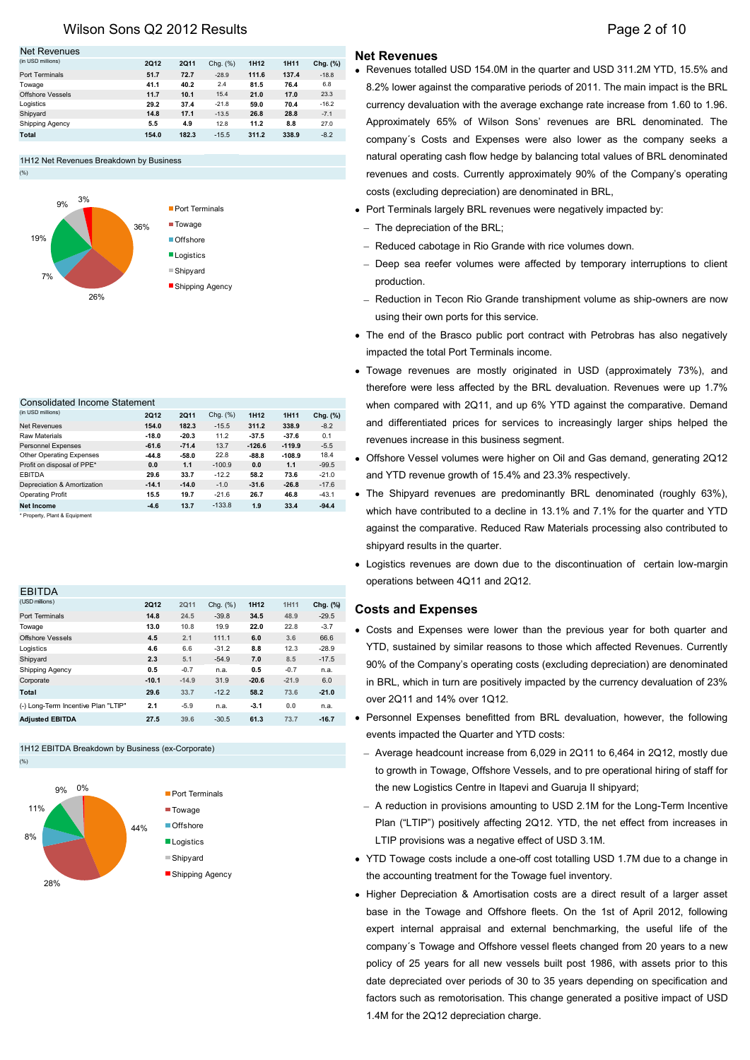## Net Revenues

(in USD millions)

| | 2Q12 | 2Q11 | Chg. (%) | 1H12 | 1H11 | Chg. (%) |
|---|---|---|---|---|---|---|
| Port Terminals | 51.7 | 72.7 | -28.9 | 111.6 | 137.4 | -18.8 |
| Towage | 41.1 | 40.2 | 2.4 | 81.5 | 76.4 | 6.8 |
| Offshore Vessels | 11.7 | 10.1 | 15.4 | 21.0 | 17.0 | 23.3 |
| Logistics | 29.2 | 37.4 | -21.8 | 59.0 | 70.4 | -16.2 |
| Shipyard | 14.8 | 17.1 | -13.5 | 26.8 | 28.8 | -7.1 |
| Shipping Agency | 5.5 | 4.9 | 12.8 | 11.2 | 8.8 | 27.0 |
| **Total** | **154.0** | **182.3** | **-15.5** | **311.2** | **338.9** | **-8.2** |

1H12 Net Revenues Breakdown by Business

(%)

| Business | % |
|---|---|
| Port Terminals | 36% |
| Towage | 26% |
| Offshore | 7% |
| Logistics | 19% |
| Shipyard | 9% |
| Shipping Agency | 3% |

## Consolidated Income Statement

(in USD millions)

| | 2Q12 | 2Q11 | Chg. (%) | 1H12 | 1H11 | Chg. (%) |
|---|---|---|---|---|---|---|
| Net Revenues | 154.0 | 182.3 | -15.5 | 311.2 | 338.9 | -8.2 |
| Raw Materials | -18.0 | -20.3 | 11.2 | -37.5 | -37.6 | 0.1 |
| Personnel Expenses | -61.6 | -71.4 | 13.7 | -126.6 | -119.9 | -5.5 |
| Other Operating Expenses | -44.8 | -58.0 | 22.8 | -88.8 | -108.9 | 18.4 |
| Profit on disposal of PPE* | 0.0 | 1.1 | -100.9 | 0.0 | 1.1 | -99.5 |
| EBITDA | 29.6 | 33.7 | -12.2 | 58.2 | 73.6 | -21.0 |
| Depreciation & Amortization | -14.1 | -14.0 | -1.0 | -31.6 | -26.8 | -17.6 |
| Operating Profit | 15.5 | 19.7 | -21.6 | 26.7 | 46.8 | -43.1 |
| **Net Income** | **-4.6** | **13.7** | **-133.8** | **1.9** | **33.4** | **-94.4** |

\* Property, Plant & Equipment

## EBITDA

(USD millions)

| | 2Q12 | 2Q11 | Chg. (%) | 1H12 | 1H11 | Chg. (%) |
|---|---|---|---|---|---|---|
| Port Terminals | 14.8 | 24.5 | -39.8 | 34.5 | 48.9 | -29.5 |
| Towage | 13.0 | 10.8 | 19.9 | 22.0 | 22.8 | -3.7 |
| Offshore Vessels | 4.5 | 2.1 | 111.1 | 6.0 | 3.6 | 66.6 |
| Logistics | 4.6 | 6.6 | -31.2 | 8.8 | 12.3 | -28.9 |
| Shipyard | 2.3 | 5.1 | -54.9 | 7.0 | 8.5 | -17.5 |
| Shipping Agency | 0.5 | -0.7 | n.a. | 0.5 | -0.7 | n.a. |
| Corporate | -10.1 | -14.9 | 31.9 | -20.6 | -21.9 | 6.0 |
| **Total** | **29.6** | **33.7** | **-12.2** | **58.2** | **73.6** | **-21.0** |
| (-) Long-Term Incentive Plan "LTIP" | 2.1 | -5.9 | n.a. | -3.1 | 0.0 | n.a. |
| **Adjusted EBITDA** | **27.5** | **39.6** | **-30.5** | **61.3** | **73.7** | **-16.7** |

1H12 EBITDA Breakdown by Business (ex-Corporate)

(%)

| Business | % |
|---|---|
| Port Terminals | 44% |
| Towage | 28% |
| Offshore | 8% |
| Logistics | 11% |
| Shipyard | 9% |
| Shipping Agency | 0% |

## Net Revenues

- Revenues totalled USD 154.0M in the quarter and USD 311.2M YTD, 15.5% and 8.2% lower against the comparative periods of 2011. The main impact is the BRL currency devaluation with the average exchange rate increase from 1.60 to 1.96. Approximately 65% of Wilson Sons' revenues are BRL denominated. The company´s Costs and Expenses were also lower as the company seeks a natural operating cash flow hedge by balancing total values of BRL denominated revenues and costs. Currently approximately 90% of the Company's operating costs (excluding depreciation) are denominated in BRL,
- Port Terminals largely BRL revenues were negatively impacted by:
  - The depreciation of the BRL;
  - Reduced cabotage in Rio Grande with rice volumes down.
  - Deep sea reefer volumes were affected by temporary interruptions to client production.
  - Reduction in Tecon Rio Grande transhipment volume as ship-owners are now using their own ports for this service.
- The end of the Brasco public port contract with Petrobras has also negatively impacted the total Port Terminals income.
- Towage revenues are mostly originated in USD (approximately 73%), and therefore were less affected by the BRL devaluation. Revenues were up 1.7% when compared with 2Q11, and up 6% YTD against the comparative. Demand and differentiated prices for services to increasingly larger ships helped the revenues increase in this business segment.
- Offshore Vessel volumes were higher on Oil and Gas demand, generating 2Q12 and YTD revenue growth of 15.4% and 23.3% respectively.
- The Shipyard revenues are predominantly BRL denominated (roughly 63%), which have contributed to a decline in 13.1% and 7.1% for the quarter and YTD against the comparative. Reduced Raw Materials processing also contributed to shipyard results in the quarter.
- Logistics revenues are down due to the discontinuation of certain low-margin operations between 4Q11 and 2Q12.

## Costs and Expenses

- Costs and Expenses were lower than the previous year for both quarter and YTD, sustained by similar reasons to those which affected Revenues. Currently 90% of the Company's operating costs (excluding depreciation) are denominated in BRL, which in turn are positively impacted by the currency devaluation of 23% over 2Q11 and 14% over 1Q12.
- Personnel Expenses benefitted from BRL devaluation, however, the following events impacted the Quarter and YTD costs:
  - Average headcount increase from 6,029 in 2Q11 to 6,464 in 2Q12, mostly due to growth in Towage, Offshore Vessels, and to pre operational hiring of staff for the new Logistics Centre in Itapevi and Guaruja II shipyard;
  - A reduction in provisions amounting to USD 2.1M for the Long-Term Incentive Plan ("LTIP") positively affecting 2Q12. YTD, the net effect from increases in LTIP provisions was a negative effect of USD 3.1M.
- YTD Towage costs include a one-off cost totalling USD 1.7M due to a change in the accounting treatment for the Towage fuel inventory.
- Higher Depreciation & Amortisation costs are a direct result of a larger asset base in the Towage and Offshore fleets. On the 1st of April 2012, following expert internal appraisal and external benchmarking, the useful life of the company´s Towage and Offshore vessel fleets changed from 20 years to a new policy of 25 years for all new vessels built post 1986, with assets prior to this date depreciated over periods of 30 to 35 years depending on specification and factors such as remotorisation. This change generated a positive impact of USD 1.4M for the 2Q12 depreciation charge.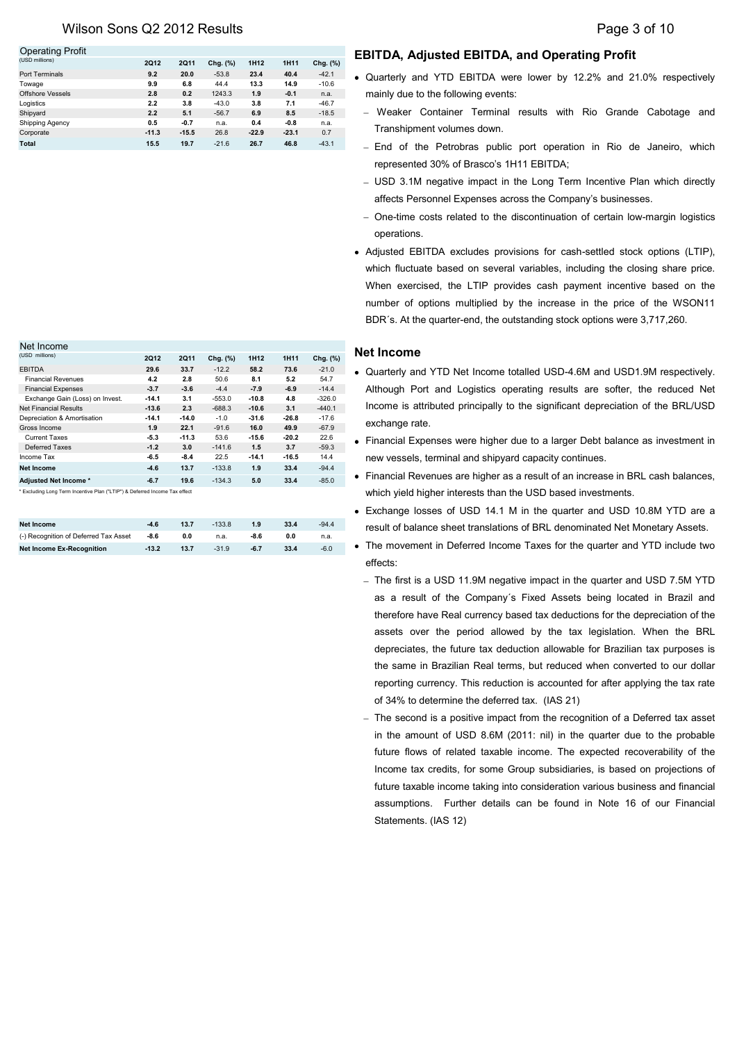**Operating Profit**
(USD millions)

| | 2Q12 | 2Q11 | Chg. (%) | 1H12 | 1H11 | Chg. (%) |
|---|---|---|---|---|---|---|
| Port Terminals | 9.2 | 20.0 | -53.8 | 23.4 | 40.4 | -42.1 |
| Towage | 9.9 | 6.8 | 44.4 | 13.3 | 14.9 | -10.6 |
| Offshore Vessels | 2.8 | 0.2 | 1243.3 | 1.9 | -0.1 | n.a. |
| Logistics | 2.2 | 3.8 | -43.0 | 3.8 | 7.1 | -46.7 |
| Shipyard | 2.2 | 5.1 | -56.7 | 6.9 | 8.5 | -18.5 |
| Shipping Agency | 0.5 | -0.7 | n.a. | 0.4 | -0.8 | n.a. |
| Corporate | -11.3 | -15.5 | 26.8 | -22.9 | -23.1 | 0.7 |
| **Total** | **15.5** | **19.7** | -21.6 | **26.7** | **46.8** | -43.1 |

## EBITDA, Adjusted EBITDA, and Operating Profit

- Quarterly and YTD EBITDA were lower by 12.2% and 21.0% respectively mainly due to the following events:
  - Weaker Container Terminal results with Rio Grande Cabotage and Transhipment volumes down.
  - End of the Petrobras public port operation in Rio de Janeiro, which represented 30% of Brasco's 1H11 EBITDA;
  - USD 3.1M negative impact in the Long Term Incentive Plan which directly affects Personnel Expenses across the Company's businesses.
  - One-time costs related to the discontinuation of certain low-margin logistics operations.
- Adjusted EBITDA excludes provisions for cash-settled stock options (LTIP), which fluctuate based on several variables, including the closing share price. When exercised, the LTIP provides cash payment incentive based on the number of options multiplied by the increase in the price of the WSON11 BDR´s. At the quarter-end, the outstanding stock options were 3,717,260.

**Net Income**
(USD millions)

| | 2Q12 | 2Q11 | Chg. (%) | 1H12 | 1H11 | Chg. (%) |
|---|---|---|---|---|---|---|
| EBITDA | 29.6 | 33.7 | -12.2 | 58.2 | 73.6 | -21.0 |
| Financial Revenues | 4.2 | 2.8 | 50.6 | 8.1 | 5.2 | 54.7 |
| Financial Expenses | -3.7 | -3.6 | -4.4 | -7.9 | -6.9 | -14.4 |
| Exchange Gain (Loss) on Invest. | -14.1 | 3.1 | -553.0 | -10.8 | 4.8 | -326.0 |
| Net Financial Results | -13.6 | 2.3 | -688.3 | -10.6 | 3.1 | -440.1 |
| Depreciation & Amortisation | -14.1 | -14.0 | -1.0 | -31.6 | -26.8 | -17.6 |
| Gross Income | 1.9 | 22.1 | -91.6 | 16.0 | 49.9 | -67.9 |
| Current Taxes | -5.3 | -11.3 | 53.6 | -15.6 | -20.2 | 22.6 |
| Deferred Taxes | -1.2 | 3.0 | -141.6 | 1.5 | 3.7 | -59.3 |
| Income Tax | -6.5 | -8.4 | 22.5 | -14.1 | -16.5 | 14.4 |
| **Net Income** | **-4.6** | **13.7** | -133.8 | **1.9** | **33.4** | -94.4 |
| **Adjusted Net Income *** | **-6.7** | **19.6** | -134.3 | **5.0** | **33.4** | -85.0 |

* Excluding Long Term Incentive Plan ("LTIP") & Deferred Income Tax effect

| | | | | | | |
|---|---|---|---|---|---|---|
| **Net Income** | -4.6 | 13.7 | -133.8 | 1.9 | 33.4 | -94.4 |
| (-) Recognition of Deferred Tax Asset | -8.6 | 0.0 | n.a. | -8.6 | 0.0 | n.a. |
| **Net Income Ex-Recognition** | -13.2 | 13.7 | -31.9 | -6.7 | 33.4 | -6.0 |

## Net Income

- Quarterly and YTD Net Income totalled USD-4.6M and USD1.9M respectively. Although Port and Logistics operating results are softer, the reduced Net Income is attributed principally to the significant depreciation of the BRL/USD exchange rate.
- Financial Expenses were higher due to a larger Debt balance as investment in new vessels, terminal and shipyard capacity continues.
- Financial Revenues are higher as a result of an increase in BRL cash balances, which yield higher interests than the USD based investments.
- Exchange losses of USD 14.1 M in the quarter and USD 10.8M YTD are a result of balance sheet translations of BRL denominated Net Monetary Assets.
- The movement in Deferred Income Taxes for the quarter and YTD include two effects:
  - The first is a USD 11.9M negative impact in the quarter and USD 7.5M YTD as a result of the Company´s Fixed Assets being located in Brazil and therefore have Real currency based tax deductions for the depreciation of the assets over the period allowed by the tax legislation. When the BRL depreciates, the future tax deduction allowable for Brazilian tax purposes is the same in Brazilian Real terms, but reduced when converted to our dollar reporting currency. This reduction is accounted for after applying the tax rate of 34% to determine the deferred tax. (IAS 21)
  - The second is a positive impact from the recognition of a Deferred tax asset in the amount of USD 8.6M (2011: nil) in the quarter due to the probable future flows of related taxable income. The expected recoverability of the Income tax credits, for some Group subsidiaries, is based on projections of future taxable income taking into consideration various business and financial assumptions. Further details can be found in Note 16 of our Financial Statements. (IAS 12)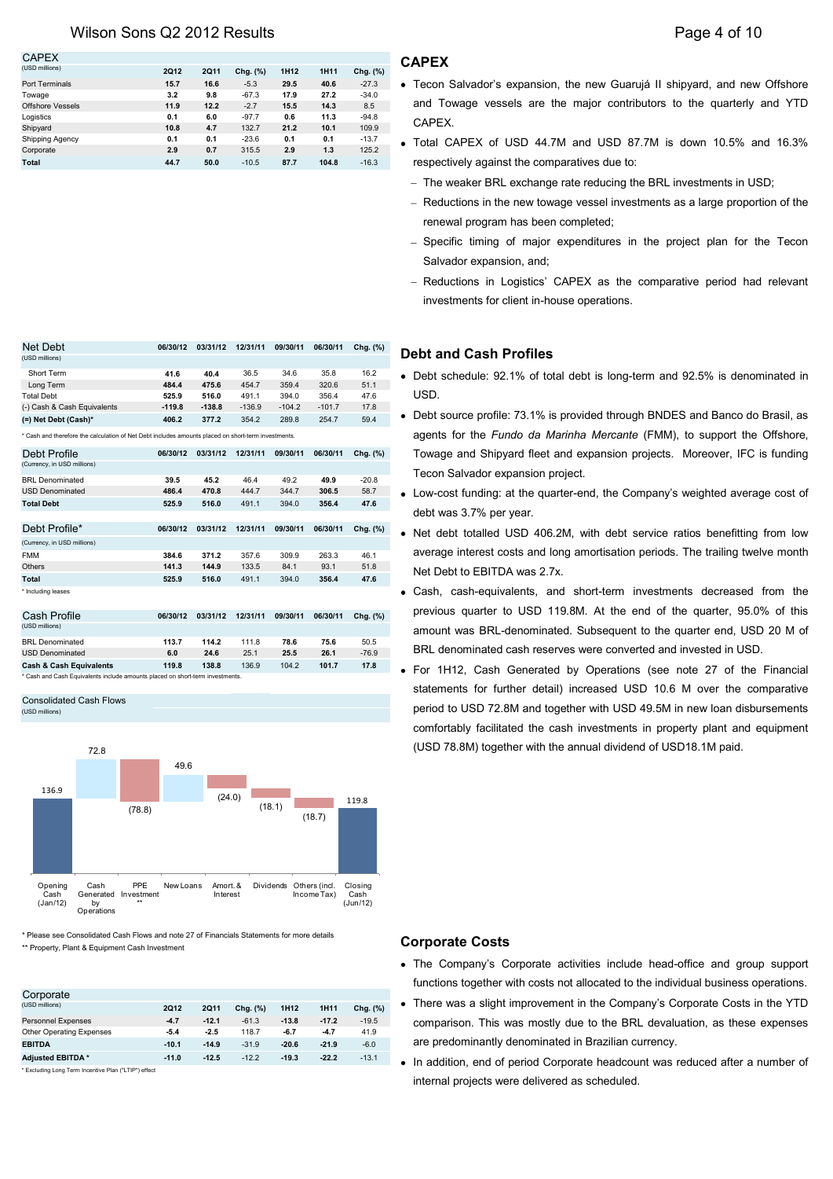## CAPEX

| CAPEX (USD millions) | 2Q12 | 2Q11 | Chg. (%) | 1H12 | 1H11 | Chg. (%) |
|---|---|---|---|---|---|---|
| Port Terminals | 15.7 | 16.6 | -5.3 | 29.5 | 40.6 | -27.3 |
| Towage | 3.2 | 9.8 | -67.3 | 17.9 | 27.2 | -34.0 |
| Offshore Vessels | 11.9 | 12.2 | -2.7 | 15.5 | 14.3 | 8.5 |
| Logistics | 0.1 | 6.0 | -97.7 | 0.6 | 11.3 | -94.8 |
| Shipyard | 10.8 | 4.7 | 132.7 | 21.2 | 10.1 | 109.9 |
| Shipping Agency | 0.1 | 0.1 | -23.6 | 0.1 | 0.1 | -13.7 |
| Corporate | 2.9 | 0.7 | 315.5 | 2.9 | 1.3 | 125.2 |
| **Total** | **44.7** | **50.0** | -10.5 | **87.7** | **104.8** | -16.3 |

- Tecon Salvador's expansion, the new Guarujá II shipyard, and new Offshore and Towage vessels are the major contributors to the quarterly and YTD CAPEX.
- Total CAPEX of USD 44.7M and USD 87.7M is down 10.5% and 16.3% respectively against the comparatives due to:
  - The weaker BRL exchange rate reducing the BRL investments in USD;
  - Reductions in the new towage vessel investments as a large proportion of the renewal program has been completed;
  - Specific timing of major expenditures in the project plan for the Tecon Salvador expansion, and;
  - Reductions in Logistics' CAPEX as the comparative period had relevant investments for client in-house operations.

## Debt and Cash Profiles

| Net Debt (USD millions) | 06/30/12 | 03/31/12 | 12/31/11 | 09/30/11 | 06/30/11 | Chg. (%) |
|---|---|---|---|---|---|---|
| Short Term | 41.6 | 40.4 | 36.5 | 34.6 | 35.8 | 16.2 |
| Long Term | 484.4 | 475.6 | 454.7 | 359.4 | 320.6 | 51.1 |
| Total Debt | 525.9 | 516.0 | 491.1 | 394.0 | 356.4 | 47.6 |
| (-) Cash & Cash Equivalents | -119.8 | -138.8 | -136.9 | -104.2 | -101.7 | 17.8 |
| **(=) Net Debt (Cash)*** | **406.2** | **377.2** | 354.2 | 289.8 | 254.7 | 59.4 |

\* Cash and therefore the calculation of Net Debt includes amounts placed on short-term investments.

| Debt Profile (Currency, in USD millions) | 06/30/12 | 03/31/12 | 12/31/11 | 09/30/11 | 06/30/11 | Chg. (%) |
|---|---|---|---|---|---|---|
| BRL Denominated | 39.5 | 45.2 | 46.4 | 49.2 | 49.9 | -20.8 |
| USD Denominated | 486.4 | 470.8 | 444.7 | 344.7 | 306.5 | 58.7 |
| **Total Debt** | **525.9** | **516.0** | **491.1** | **394.0** | **356.4** | **47.6** |

| Debt Profile* (Currency, in USD millions) | 06/30/12 | 03/31/12 | 12/31/11 | 09/30/11 | 06/30/11 | Chg. (%) |
|---|---|---|---|---|---|---|
| FMM | 384.6 | 371.2 | 357.6 | 309.9 | 263.3 | 46.1 |
| Others | 141.3 | 144.9 | 133.5 | 84.1 | 93.1 | 51.8 |
| **Total** | **525.9** | **516.0** | 491.1 | 394.0 | 356.4 | 47.6 |

\* Including leases

| Cash Profile (USD millions) | 06/30/12 | 03/31/12 | 12/31/11 | 09/30/11 | 06/30/11 | Chg. (%) |
|---|---|---|---|---|---|---|
| BRL Denominated | 113.7 | 114.2 | 111.8 | 78.6 | 75.6 | 50.5 |
| USD Denominated | 6.0 | 24.6 | 25.1 | 25.5 | 26.1 | -76.9 |
| **Cash & Cash Equivalents** | **119.8** | **138.8** | 136.9 | 104.2 | 101.7 | 17.8 |

\* Cash and Cash Equivalents include amounts placed on short-term investments.

Consolidated Cash Flows (USD millions)

| Opening Cash (Jan/12) | Cash Generated by Operations | PPE Investment ** | New Loans | Amort. & Interest | Dividends | Others (incl. Income Tax) | Closing Cash (Jun/12) |
|---|---|---|---|---|---|---|---|
| 136.9 | 72.8 | (78.8) | 49.6 | (24.0) | (18.1) | (18.7) | 119.8 |

\* Please see Consolidated Cash Flows and note 27 of Financials Statements for more details
\*\* Property, Plant & Equipment Cash Investment

- Debt schedule: 92.1% of total debt is long-term and 92.5% is denominated in USD.
- Debt source profile: 73.1% is provided through BNDES and Banco do Brasil, as agents for the *Fundo da Marinha Mercante* (FMM), to support the Offshore, Towage and Shipyard fleet and expansion projects. Moreover, IFC is funding Tecon Salvador expansion project.
- Low-cost funding: at the quarter-end, the Company's weighted average cost of debt was 3.7% per year.
- Net debt totalled USD 406.2M, with debt service ratios benefitting from low average interest costs and long amortisation periods. The trailing twelve month Net Debt to EBITDA was 2.7x.
- Cash, cash-equivalents, and short-term investments decreased from the previous quarter to USD 119.8M. At the end of the quarter, 95.0% of this amount was BRL-denominated. Subsequent to the quarter end, USD 20 M of BRL denominated cash reserves were converted and invested in USD.
- For 1H12, Cash Generated by Operations (see note 27 of the Financial statements for further detail) increased USD 10.6 M over the comparative period to USD 72.8M and together with USD 49.5M in new loan disbursements comfortably facilitated the cash investments in property plant and equipment (USD 78.8M) together with the annual dividend of USD18.1M paid.

## Corporate Costs

| Corporate (USD millions) | 2Q12 | 2Q11 | Chg. (%) | 1H12 | 1H11 | Chg. (%) |
|---|---|---|---|---|---|---|
| Personnel Expenses | -4.7 | -12.1 | -61.3 | -13.8 | -17.2 | -19.5 |
| Other Operating Expenses | -5.4 | -2.5 | 118.7 | -6.7 | -4.7 | 41.9 |
| **EBITDA** | **-10.1** | **-14.9** | -31.9 | **-20.6** | **-21.9** | -6.0 |
| **Adjusted EBITDA*** | **-11.0** | **-12.5** | -12.2 | **-19.3** | **-22.2** | -13.1 |

\* Excluding Long Term Incentive Plan ("LTIP") effect

- The Company's Corporate activities include head-office and group support functions together with costs not allocated to the individual business operations.
- There was a slight improvement in the Company's Corporate Costs in the YTD comparison. This was mostly due to the BRL devaluation, as these expenses are predominantly denominated in Brazilian currency.
- In addition, end of period Corporate headcount was reduced after a number of internal projects were delivered as scheduled.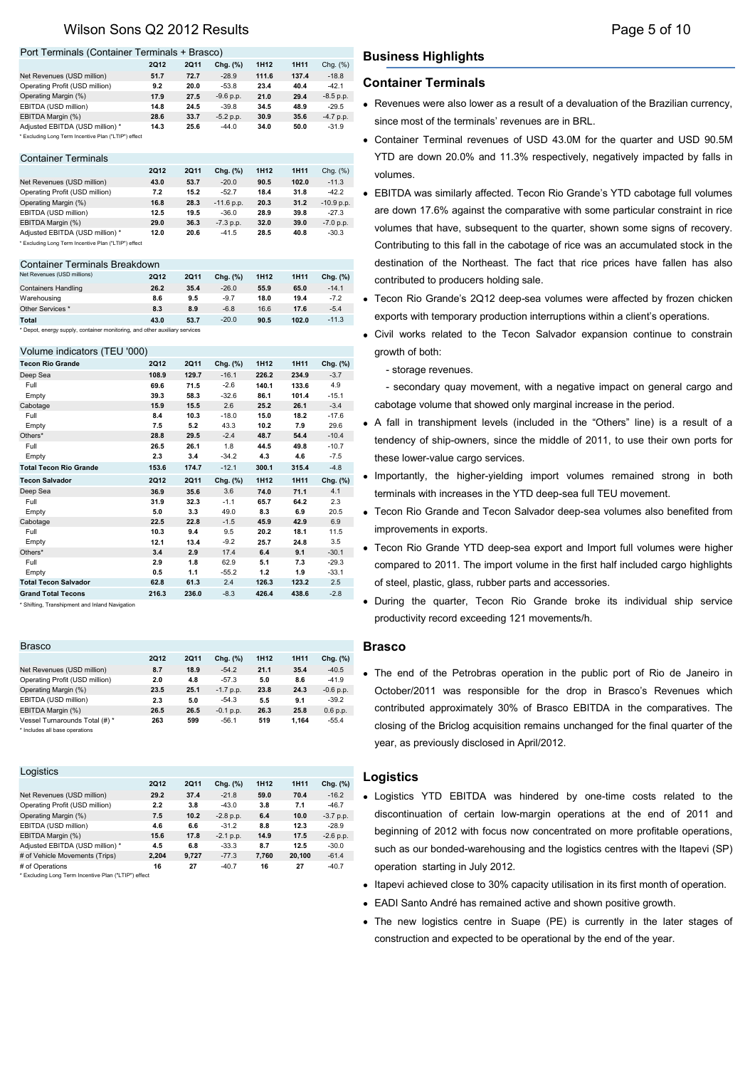## Port Terminals (Container Terminals + Brasco)

| | 2Q12 | 2Q11 | Chg. (%) | 1H12 | 1H11 | Chg. (%) |
|---|---|---|---|---|---|---|
| Net Revenues (USD million) | 51.7 | 72.7 | -28.9 | 111.6 | 137.4 | -18.8 |
| Operating Profit (USD million) | 9.2 | 20.0 | -53.8 | 23.4 | 40.4 | -42.1 |
| Operating Margin (%) | 17.9 | 27.5 | -9.6 p.p. | 21.0 | 29.4 | -8.5 p.p. |
| EBITDA (USD million) | 14.8 | 24.5 | -39.8 | 34.5 | 48.9 | -29.5 |
| EBITDA Margin (%) | 28.6 | 33.7 | -5.2 p.p. | 30.9 | 35.6 | -4.7 p.p. |
| Adjusted EBITDA (USD million) * | 14.3 | 25.6 | -44.0 | 34.0 | 50.0 | -31.9 |

* Excluding Long Term Incentive Plan ("LTIP") effect

## Container Terminals

| | 2Q12 | 2Q11 | Chg. (%) | 1H12 | 1H11 | Chg. (%) |
|---|---|---|---|---|---|---|
| Net Revenues (USD million) | 43.0 | 53.7 | -20.0 | 90.5 | 102.0 | -11.3 |
| Operating Profit (USD million) | 7.2 | 15.2 | -52.7 | 18.4 | 31.8 | -42.2 |
| Operating Margin (%) | 16.8 | 28.3 | -11.6 p.p. | 20.3 | 31.2 | -10.9 p.p. |
| EBITDA (USD million) | 12.5 | 19.5 | -36.0 | 28.9 | 39.8 | -27.3 |
| EBITDA Margin (%) | 29.0 | 36.3 | -7.3 p.p. | 32.0 | 39.0 | -7.0 p.p. |
| Adjusted EBITDA (USD million) * | 12.0 | 20.6 | -41.5 | 28.5 | 40.8 | -30.3 |

* Excluding Long Term Incentive Plan ("LTIP") effect

## Container Terminals Breakdown

| Net Revenues (USD millions) | 2Q12 | 2Q11 | Chg. (%) | 1H12 | 1H11 | Chg. (%) |
|---|---|---|---|---|---|---|
| Containers Handling | 26.2 | 35.4 | -26.0 | 55.9 | 65.0 | -14.1 |
| Warehousing | 8.6 | 9.5 | -9.7 | 18.0 | 19.4 | -7.2 |
| Other Services * | 8.3 | 8.9 | -6.8 | 16.6 | 17.6 | -5.4 |
| Total | 43.0 | 53.7 | -20.0 | 90.5 | 102.0 | -11.3 |

* Depot, energy supply, container monitoring, and other auxiliary services

## Volume indicators (TEU '000)

| Tecon Rio Grande | 2Q12 | 2Q11 | Chg. (%) | 1H12 | 1H11 | Chg. (%) |
|---|---|---|---|---|---|---|
| Deep Sea | 108.9 | 129.7 | -16.1 | 226.2 | 234.9 | -3.7 |
| Full | 69.6 | 71.5 | -2.6 | 140.1 | 133.6 | 4.9 |
| Empty | 39.3 | 58.3 | -32.6 | 86.1 | 101.4 | -15.1 |
| Cabotage | 15.9 | 15.5 | 2.6 | 25.2 | 26.1 | -3.4 |
| Full | 8.4 | 10.3 | -18.0 | 15.0 | 18.2 | -17.6 |
| Empty | 7.5 | 5.2 | 43.3 | 10.2 | 7.9 | 29.6 |
| Others* | 28.8 | 29.5 | -2.4 | 48.7 | 54.4 | -10.4 |
| Full | 26.5 | 26.1 | 1.8 | 44.5 | 49.8 | -10.7 |
| Empty | 2.3 | 3.4 | -34.2 | 4.3 | 4.6 | -7.5 |
| Total Tecon Rio Grande | 153.6 | 174.7 | -12.1 | 300.1 | 315.4 | -4.8 |
| **Tecon Salvador** | **2Q12** | **2Q11** | **Chg. (%)** | **1H12** | **1H11** | **Chg. (%)** |
| Deep Sea | 36.9 | 35.6 | 3.6 | 74.0 | 71.1 | 4.1 |
| Full | 31.9 | 32.3 | -1.1 | 65.7 | 64.2 | 2.3 |
| Empty | 5.0 | 3.3 | 49.0 | 8.3 | 6.9 | 20.5 |
| Cabotage | 22.5 | 22.8 | -1.5 | 45.9 | 42.9 | 6.9 |
| Full | 10.3 | 9.4 | 9.5 | 20.2 | 18.1 | 11.5 |
| Empty | 12.1 | 13.4 | -9.2 | 25.7 | 24.8 | 3.5 |
| Others* | 3.4 | 2.9 | 17.4 | 6.4 | 9.1 | -30.1 |
| Full | 2.9 | 1.8 | 62.9 | 5.1 | 7.3 | -29.3 |
| Empty | 0.5 | 1.1 | -55.2 | 1.2 | 1.9 | -33.1 |
| Total Tecon Salvador | 62.8 | 61.3 | 2.4 | 126.3 | 123.2 | 2.5 |
| Grand Total Tecons | 216.3 | 236.0 | -8.3 | 426.4 | 438.6 | -2.8 |

* Shifting, Transhipment and Inland Navigation

## Brasco

| | 2Q12 | 2Q11 | Chg. (%) | 1H12 | 1H11 | Chg. (%) |
|---|---|---|---|---|---|---|
| Net Revenues (USD million) | 8.7 | 18.9 | -54.2 | 21.1 | 35.4 | -40.5 |
| Operating Profit (USD million) | 2.0 | 4.8 | -57.3 | 5.0 | 8.6 | -41.9 |
| Operating Margin (%) | 23.5 | 25.1 | -1.7 p.p. | 23.8 | 24.3 | -0.6 p.p. |
| EBITDA (USD million) | 2.3 | 5.0 | -54.3 | 5.5 | 9.1 | -39.2 |
| EBITDA Margin (%) | 26.5 | 26.5 | -0.1 p.p. | 26.3 | 25.8 | 0.6 p.p. |
| Vessel Turnarounds Total (#) * | 263 | 599 | -56.1 | 519 | 1,164 | -55.4 |

* Includes all base operations

## Logistics

| | 2Q12 | 2Q11 | Chg. (%) | 1H12 | 1H11 | Chg. (%) |
|---|---|---|---|---|---|---|
| Net Revenues (USD million) | 29.2 | 37.4 | -21.8 | 59.0 | 70.4 | -16.2 |
| Operating Profit (USD million) | 2.2 | 3.8 | -43.0 | 3.8 | 7.1 | -46.7 |
| Operating Margin (%) | 7.5 | 10.2 | -2.8 p.p. | 6.4 | 10.0 | -3.7 p.p. |
| EBITDA (USD million) | 4.6 | 6.6 | -31.2 | 8.8 | 12.3 | -28.9 |
| EBITDA Margin (%) | 15.6 | 17.8 | -2.1 p.p. | 14.9 | 17.5 | -2.6 p.p. |
| Adjusted EBITDA (USD million) * | 4.5 | 6.8 | -33.3 | 8.7 | 12.5 | -30.0 |
| # of Vehicle Movements (Trips) | 2,204 | 9,727 | -77.3 | 7,760 | 20,100 | -61.4 |
| # of Operations | 16 | 27 | -40.7 | 16 | 27 | -40.7 |

* Excluding Long Term Incentive Plan ("LTIP") effect

## Business Highlights

### Container Terminals

- Revenues were also lower as a result of a devaluation of the Brazilian currency, since most of the terminals' revenues are in BRL.
- Container Terminal revenues of USD 43.0M for the quarter and USD 90.5M YTD are down 20.0% and 11.3% respectively, negatively impacted by falls in volumes.
- EBITDA was similarly affected. Tecon Rio Grande's YTD cabotage full volumes are down 17.6% against the comparative with some particular constraint in rice volumes that have, subsequent to the quarter, shown some signs of recovery. Contributing to this fall in the cabotage of rice was an accumulated stock in the destination of the Northeast. The fact that rice prices have fallen has also contributed to producers holding sale.
- Tecon Rio Grande's 2Q12 deep-sea volumes were affected by frozen chicken exports with temporary production interruptions within a client's operations.
- Civil works related to the Tecon Salvador expansion continue to constrain growth of both:
  - storage revenues.
  - secondary quay movement, with a negative impact on general cargo and cabotage volume that showed only marginal increase in the period.
- A fall in transhipment levels (included in the "Others" line) is a result of a tendency of ship-owners, since the middle of 2011, to use their own ports for these lower-value cargo services.
- Importantly, the higher-yielding import volumes remained strong in both terminals with increases in the YTD deep-sea full TEU movement.
- Tecon Rio Grande and Tecon Salvador deep-sea volumes also benefited from improvements in exports.
- Tecon Rio Grande YTD deep-sea export and Import full volumes were higher compared to 2011. The import volume in the first half included cargo highlights of steel, plastic, glass, rubber parts and accessories.
- During the quarter, Tecon Rio Grande broke its individual ship service productivity record exceeding 121 movements/h.

### Brasco

- The end of the Petrobras operation in the public port of Rio de Janeiro in October/2011 was responsible for the drop in Brasco's Revenues which contributed approximately 30% of Brasco EBITDA in the comparatives. The closing of the Briclog acquisition remains unchanged for the final quarter of the year, as previously disclosed in April/2012.

### Logistics

- Logistics YTD EBITDA was hindered by one-time costs related to the discontinuation of certain low-margin operations at the end of 2011 and beginning of 2012 with focus now concentrated on more profitable operations, such as our bonded-warehousing and the logistics centres with the Itapevi (SP) operation starting in July 2012.
- Itapevi achieved close to 30% capacity utilisation in its first month of operation.
- EADI Santo André has remained active and shown positive growth.
- The new logistics centre in Suape (PE) is currently in the later stages of construction and expected to be operational by the end of the year.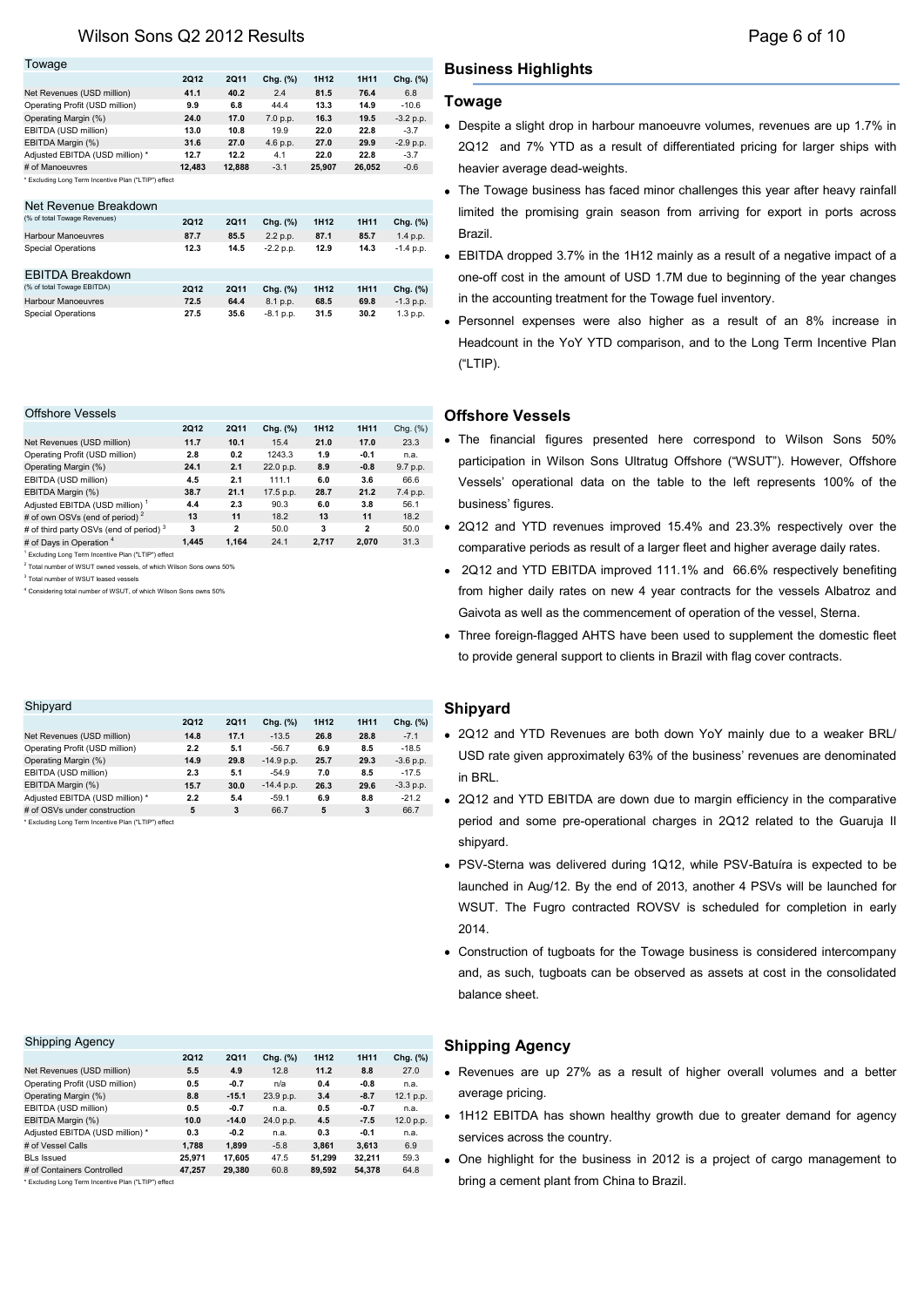## Towage

| Towage | 2Q12 | 2Q11 | Chg. (%) | 1H12 | 1H11 | Chg. (%) |
|---|---|---|---|---|---|---|
| Net Revenues (USD million) | 41.1 | 40.2 | 2.4 | 81.5 | 76.4 | 6.8 |
| Operating Profit (USD million) | 9.9 | 6.8 | 44.4 | 13.3 | 14.9 | -10.6 |
| Operating Margin (%) | 24.0 | 17.0 | 7.0 p.p. | 16.3 | 19.5 | -3.2 p.p. |
| EBITDA (USD million) | 13.0 | 10.8 | 19.9 | 22.0 | 22.8 | -3.7 |
| EBITDA Margin (%) | 31.6 | 27.0 | 4.6 p.p. | 27.0 | 29.9 | -2.9 p.p. |
| Adjusted EBITDA (USD million) * | 12.7 | 12.2 | 4.1 | 22.0 | 22.8 | -3.7 |
| # of Manoeuvres | 12,483 | 12,888 | -3.1 | 25,907 | 26,052 | -0.6 |

* Excluding Long Term Incentive Plan ("LTIP") effect

| Net Revenue Breakdown (% of total Towage Revenues) | 2Q12 | 2Q11 | Chg. (%) | 1H12 | 1H11 | Chg. (%) |
|---|---|---|---|---|---|---|
| Harbour Manoeuvres | 87.7 | 85.5 | 2.2 p.p. | 87.1 | 85.7 | 1.4 p.p. |
| Special Operations | 12.3 | 14.5 | -2.2 p.p. | 12.9 | 14.3 | -1.4 p.p. |

| EBITDA Breakdown (% of total Towage EBITDA) | 2Q12 | 2Q11 | Chg. (%) | 1H12 | 1H11 | Chg. (%) |
|---|---|---|---|---|---|---|
| Harbour Manoeuvres | 72.5 | 64.4 | 8.1 p.p. | 68.5 | 69.8 | -1.3 p.p. |
| Special Operations | 27.5 | 35.6 | -8.1 p.p. | 31.5 | 30.2 | 1.3 p.p. |

## Business Highlights

### Towage

- Despite a slight drop in harbour manoeuvre volumes, revenues are up 1.7% in 2Q12 and 7% YTD as a result of differentiated pricing for larger ships with heavier average dead-weights.
- The Towage business has faced minor challenges this year after heavy rainfall limited the promising grain season from arriving for export in ports across Brazil.
- EBITDA dropped 3.7% in the 1H12 mainly as a result of a negative impact of a one-off cost in the amount of USD 1.7M due to beginning of the year changes in the accounting treatment for the Towage fuel inventory.
- Personnel expenses were also higher as a result of an 8% increase in Headcount in the YoY YTD comparison, and to the Long Term Incentive Plan ("LTIP).

## Offshore Vessels

| Offshore Vessels | 2Q12 | 2Q11 | Chg. (%) | 1H12 | 1H11 | Chg. (%) |
|---|---|---|---|---|---|---|
| Net Revenues (USD million) | 11.7 | 10.1 | 15.4 | 21.0 | 17.0 | 23.3 |
| Operating Profit (USD million) | 2.8 | 0.2 | 1243.3 | 1.9 | -0.1 | n.a. |
| Operating Margin (%) | 24.1 | 2.1 | 22.0 p.p. | 8.9 | -0.8 | 9.7 p.p. |
| EBITDA (USD million) | 4.5 | 2.1 | 111.1 | 6.0 | 3.6 | 66.6 |
| EBITDA Margin (%) | 38.7 | 21.1 | 17.5 p.p. | 28.7 | 21.2 | 7.4 p.p. |
| Adjusted EBITDA (USD million) [1] | 4.4 | 2.3 | 90.3 | 6.0 | 3.8 | 56.1 |
| # of own OSVs (end of period) [2] | 13 | 11 | 18.2 | 13 | 11 | 18.2 |
| # of third party OSVs (end of period) [3] | 3 | 2 | 50.0 | 3 | 2 | 50.0 |
| # of Days in Operation [4] | 1,445 | 1,164 | 24.1 | 2,717 | 2,070 | 31.3 |

[1] Excluding Long Term Incentive Plan ("LTIP") effect
[2] Total number of WSUT owned vessels, of which Wilson Sons owns 50%
[3] Total number of WSUT leased vessels
[4] Considering total number of WSUT, of which Wilson Sons owns 50%

### Offshore Vessels

- The financial figures presented here correspond to Wilson Sons 50% participation in Wilson Sons Ultratug Offshore ("WSUT"). However, Offshore Vessels' operational data on the table to the left represents 100% of the business' figures.
- 2Q12 and YTD revenues improved 15.4% and 23.3% respectively over the comparative periods as result of a larger fleet and higher average daily rates.
- 2Q12 and YTD EBITDA improved 111.1% and 66.6% respectively benefiting from higher daily rates on new 4 year contracts for the vessels Albatroz and Gaivota as well as the commencement of operation of the vessel, Sterna.
- Three foreign-flagged AHTS have been used to supplement the domestic fleet to provide general support to clients in Brazil with flag cover contracts.

## Shipyard

| Shipyard | 2Q12 | 2Q11 | Chg. (%) | 1H12 | 1H11 | Chg. (%) |
|---|---|---|---|---|---|---|
| Net Revenues (USD million) | 14.8 | 17.1 | -13.5 | 26.8 | 28.8 | -7.1 |
| Operating Profit (USD million) | 2.2 | 5.1 | -56.7 | 6.9 | 8.5 | -18.5 |
| Operating Margin (%) | 14.9 | 29.8 | -14.9 p.p. | 25.7 | 29.3 | -3.6 p.p. |
| EBITDA (USD million) | 2.3 | 5.1 | -54.9 | 7.0 | 8.5 | -17.5 |
| EBITDA Margin (%) | 15.7 | 30.0 | -14.4 p.p. | 26.3 | 29.6 | -3.3 p.p. |
| Adjusted EBITDA (USD million) * | 2.2 | 5.4 | -59.1 | 6.9 | 8.8 | -21.2 |
| # of OSVs under construction | 5 | 3 | 66.7 | 5 | 3 | 66.7 |

* Excluding Long Term Incentive Plan ("LTIP") effect

### Shipyard

- 2Q12 and YTD Revenues are both down YoY mainly due to a weaker BRL/USD rate given approximately 63% of the business' revenues are denominated in BRL.
- 2Q12 and YTD EBITDA are down due to margin efficiency in the comparative period and some pre-operational charges in 2Q12 related to the Guaruja II shipyard.
- PSV-Sterna was delivered during 1Q12, while PSV-Batuíra is expected to be launched in Aug/12. By the end of 2013, another 4 PSVs will be launched for WSUT. The Fugro contracted ROVSV is scheduled for completion in early 2014.
- Construction of tugboats for the Towage business is considered intercompany and, as such, tugboats can be observed as assets at cost in the consolidated balance sheet.

## Shipping Agency

| Shipping Agency | 2Q12 | 2Q11 | Chg. (%) | 1H12 | 1H11 | Chg. (%) |
|---|---|---|---|---|---|---|
| Net Revenues (USD million) | 5.5 | 4.9 | 12.8 | 11.2 | 8.8 | 27.0 |
| Operating Profit (USD million) | 0.5 | -0.7 | n/a | 0.4 | -0.8 | n.a. |
| Operating Margin (%) | 8.8 | -15.1 | 23.9 p.p. | 3.4 | -8.7 | 12.1 p.p. |
| EBITDA (USD million) | 0.5 | -0.7 | n.a. | 0.5 | -0.7 | n.a. |
| EBITDA Margin (%) | 10.0 | -14.0 | 24.0 p.p. | 4.5 | -7.5 | 12.0 p.p. |
| Adjusted EBITDA (USD million) * | 0.3 | -0.2 | n.a. | 0.3 | -0.1 | n.a. |
| # of Vessel Calls | 1,788 | 1,899 | -5.8 | 3,861 | 3,613 | 6.9 |
| BLs Issued | 25,971 | 17,605 | 47.5 | 51,299 | 32,211 | 59.3 |
| # of Containers Controlled | 47,257 | 29,380 | 60.8 | 89,592 | 54,378 | 64.8 |

* Excluding Long Term Incentive Plan ("LTIP") effect

### Shipping Agency

- Revenues are up 27% as a result of higher overall volumes and a better average pricing.
- 1H12 EBITDA has shown healthy growth due to greater demand for agency services across the country.
- One highlight for the business in 2012 is a project of cargo management to bring a cement plant from China to Brazil.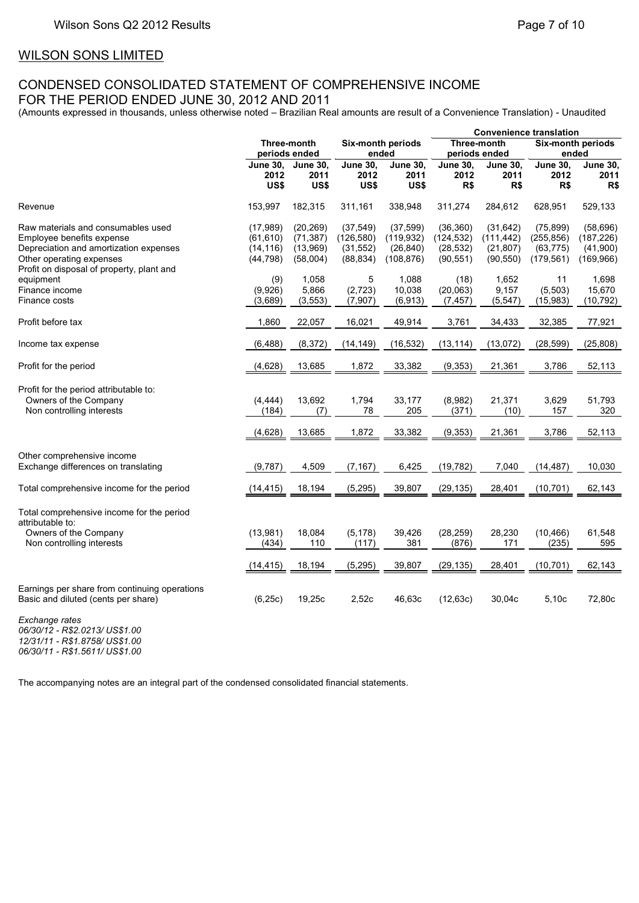## WILSON SONS LIMITED

## CONDENSED CONSOLIDATED STATEMENT OF COMPREHENSIVE INCOME
FOR THE PERIOD ENDED JUNE 30, 2012 AND 2011

(Amounts expressed in thousands, unless otherwise noted – Brazilian Real amounts are result of a Convenience Translation) - Unaudited

| | Three-month periods ended | | Six-month periods ended | | Convenience translation Three-month periods ended | | Convenience translation Six-month periods ended | |
|---|---|---|---|---|---|---|---|---|
| | June 30, 2012 US$ | June 30, 2011 US$ | June 30, 2012 US$ | June 30, 2011 US$ | June 30, 2012 R$ | June 30, 2011 R$ | June 30, 2012 R$ | June 30, 2011 R$ |
| Revenue | 153,997 | 182,315 | 311,161 | 338,948 | 311,274 | 284,612 | 628,951 | 529,133 |
| Raw materials and consumables used | (17,989) | (20,269) | (37,549) | (37,599) | (36,360) | (31,642) | (75,899) | (58,696) |
| Employee benefits expense | (61,610) | (71,387) | (126,580) | (119,932) | (124,532) | (111,442) | (255,856) | (187,226) |
| Depreciation and amortization expenses | (14,116) | (13,969) | (31,552) | (26,840) | (28,532) | (21,807) | (63,775) | (41,900) |
| Other operating expenses | (44,798) | (58,004) | (88,834) | (108,876) | (90,551) | (90,550) | (179,561) | (169,966) |
| Profit on disposal of property, plant and equipment | (9) | 1,058 | 5 | 1,088 | (18) | 1,652 | 11 | 1,698 |
| Finance income | (9,926) | 5,866 | (2,723) | 10,038 | (20,063) | 9,157 | (5,503) | 15,670 |
| Finance costs | (3,689) | (3,553) | (7,907) | (6,913) | (7,457) | (5,547) | (15,983) | (10,792) |
| Profit before tax | 1,860 | 22,057 | 16,021 | 49,914 | 3,761 | 34,433 | 32,385 | 77,921 |
| Income tax expense | (6,488) | (8,372) | (14,149) | (16,532) | (13,114) | (13,072) | (28,599) | (25,808) |
| Profit for the period | (4,628) | 13,685 | 1,872 | 33,382 | (9,353) | 21,361 | 3,786 | 52,113 |
| Profit for the period attributable to: | | | | | | | | |
| Owners of the Company | (4,444) | 13,692 | 1,794 | 33,177 | (8,982) | 21,371 | 3,629 | 51,793 |
| Non controlling interests | (184) | (7) | 78 | 205 | (371) | (10) | 157 | 320 |
| | (4,628) | 13,685 | 1,872 | 33,382 | (9,353) | 21,361 | 3,786 | 52,113 |
| Other comprehensive income | | | | | | | | |
| Exchange differences on translating | (9,787) | 4,509 | (7,167) | 6,425 | (19,782) | 7,040 | (14,487) | 10,030 |
| Total comprehensive income for the period | (14,415) | 18,194 | (5,295) | 39,807 | (29,135) | 28,401 | (10,701) | 62,143 |
| Total comprehensive income for the period attributable to: | | | | | | | | |
| Owners of the Company | (13,981) | 18,084 | (5,178) | 39,426 | (28,259) | 28,230 | (10,466) | 61,548 |
| Non controlling interests | (434) | 110 | (117) | 381 | (876) | 171 | (235) | 595 |
| | (14,415) | 18,194 | (5,295) | 39,807 | (29,135) | 28,401 | (10,701) | 62,143 |
| Earnings per share from continuing operations Basic and diluted (cents per share) | (6,25c) | 19,25c | 2,52c | 46,63c | (12,63c) | 30,04c | 5,10c | 72,80c |

*Exchange rates*
*06/30/12 - R$2.0213/ US$1.00*
*12/31/11 - R$1.8758/ US$1.00*
*06/30/11 - R$1.5611/ US$1.00*

The accompanying notes are an integral part of the condensed consolidated financial statements.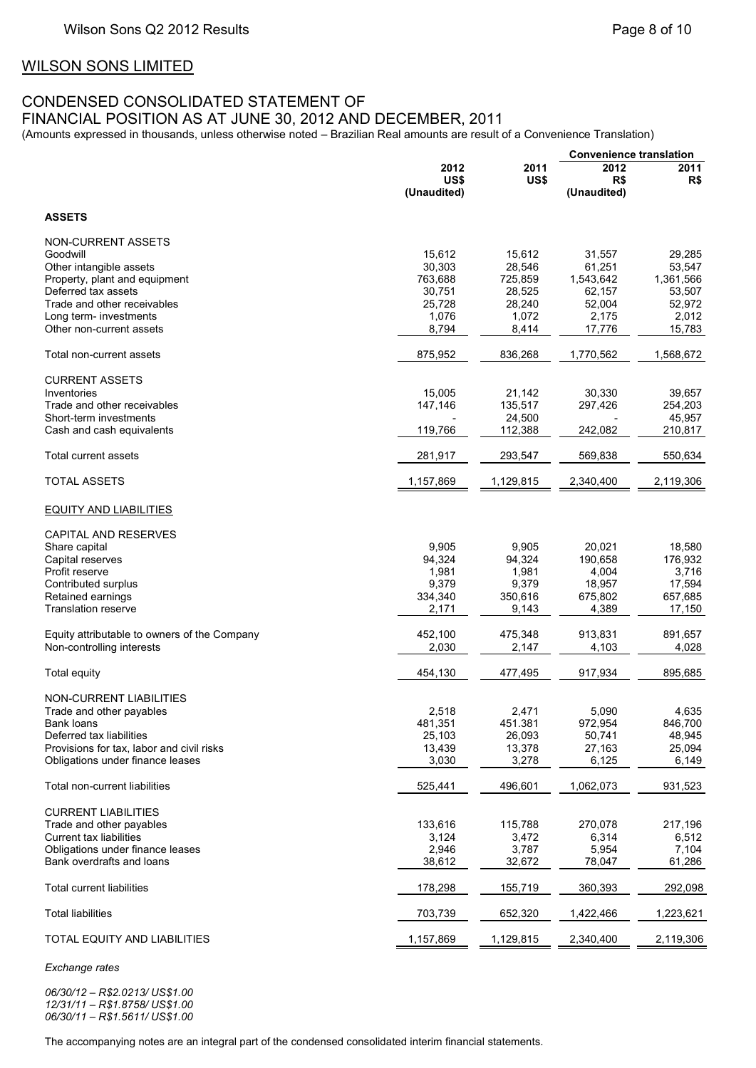## WILSON SONS LIMITED

## CONDENSED CONSOLIDATED STATEMENT OF FINANCIAL POSITION AS AT JUNE 30, 2012 AND DECEMBER, 2011

(Amounts expressed in thousands, unless otherwise noted – Brazilian Real amounts are result of a Convenience Translation)

| | 2012 US$ (Unaudited) | 2011 US$ | Convenience translation 2012 R$ (Unaudited) | Convenience translation 2011 R$ |
|---|---|---|---|---|
| **ASSETS** | | | | |
| NON-CURRENT ASSETS | | | | |
| Goodwill | 15,612 | 15,612 | 31,557 | 29,285 |
| Other intangible assets | 30,303 | 28,546 | 61,251 | 53,547 |
| Property, plant and equipment | 763,688 | 725,859 | 1,543,642 | 1,361,566 |
| Deferred tax assets | 30,751 | 28,525 | 62,157 | 53,507 |
| Trade and other receivables | 25,728 | 28,240 | 52,004 | 52,972 |
| Long term- investments | 1,076 | 1,072 | 2,175 | 2,012 |
| Other non-current assets | 8,794 | 8,414 | 17,776 | 15,783 |
| Total non-current assets | 875,952 | 836,268 | 1,770,562 | 1,568,672 |
| CURRENT ASSETS | | | | |
| Inventories | 15,005 | 21,142 | 30,330 | 39,657 |
| Trade and other receivables | 147,146 | 135,517 | 297,426 | 254,203 |
| Short-term investments | - | 24,500 | - | 45,957 |
| Cash and cash equivalents | 119,766 | 112,388 | 242,082 | 210,817 |
| Total current assets | 281,917 | 293,547 | 569,838 | 550,634 |
| TOTAL ASSETS | 1,157,869 | 1,129,815 | 2,340,400 | 2,119,306 |
| EQUITY AND LIABILITIES | | | | |
| CAPITAL AND RESERVES | | | | |
| Share capital | 9,905 | 9,905 | 20,021 | 18,580 |
| Capital reserves | 94,324 | 94,324 | 190,658 | 176,932 |
| Profit reserve | 1,981 | 1,981 | 4,004 | 3,716 |
| Contributed surplus | 9,379 | 9,379 | 18,957 | 17,594 |
| Retained earnings | 334,340 | 350,616 | 675,802 | 657,685 |
| Translation reserve | 2,171 | 9,143 | 4,389 | 17,150 |
| Equity attributable to owners of the Company | 452,100 | 475,348 | 913,831 | 891,657 |
| Non-controlling interests | 2,030 | 2,147 | 4,103 | 4,028 |
| Total equity | 454,130 | 477,495 | 917,934 | 895,685 |
| NON-CURRENT LIABILITIES | | | | |
| Trade and other payables | 2,518 | 2,471 | 5,090 | 4,635 |
| Bank loans | 481,351 | 451.381 | 972,954 | 846,700 |
| Deferred tax liabilities | 25,103 | 26,093 | 50,741 | 48,945 |
| Provisions for tax, labor and civil risks | 13,439 | 13,378 | 27,163 | 25,094 |
| Obligations under finance leases | 3,030 | 3,278 | 6,125 | 6,149 |
| Total non-current liabilities | 525,441 | 496,601 | 1,062,073 | 931,523 |
| CURRENT LIABILITIES | | | | |
| Trade and other payables | 133,616 | 115,788 | 270,078 | 217,196 |
| Current tax liabilities | 3,124 | 3,472 | 6,314 | 6,512 |
| Obligations under finance leases | 2,946 | 3,787 | 5,954 | 7,104 |
| Bank overdrafts and loans | 38,612 | 32,672 | 78,047 | 61,286 |
| Total current liabilities | 178,298 | 155,719 | 360,393 | 292,098 |
| Total liabilities | 703,739 | 652,320 | 1,422,466 | 1,223,621 |
| TOTAL EQUITY AND LIABILITIES | 1,157,869 | 1,129,815 | 2,340,400 | 2,119,306 |

*Exchange rates*

*06/30/12 – R$2.0213/ US$1.00*
*12/31/11 – R$1.8758/ US$1.00*
*06/30/11 – R$1.5611/ US$1.00*

The accompanying notes are an integral part of the condensed consolidated interim financial statements.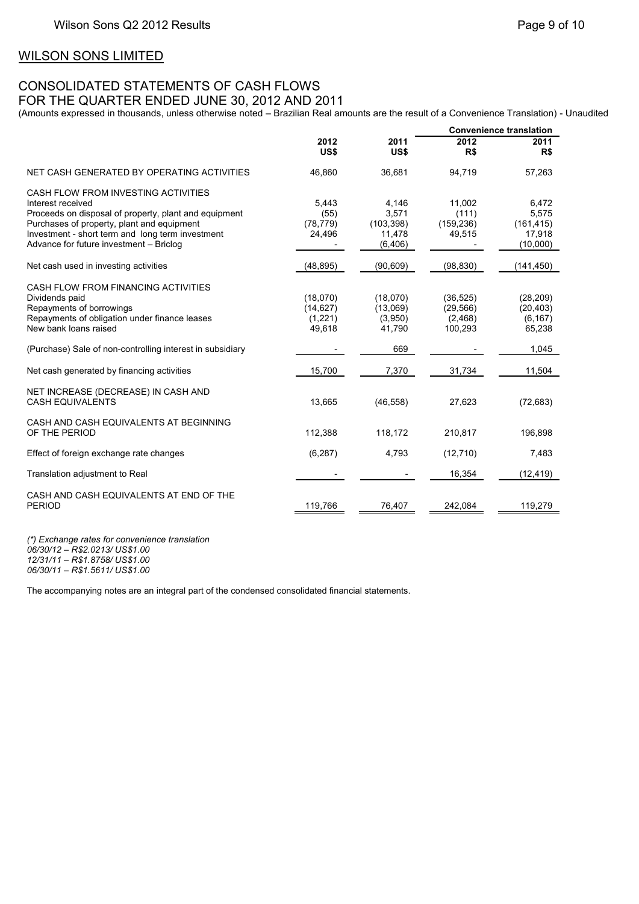## WILSON SONS LIMITED

## CONSOLIDATED STATEMENTS OF CASH FLOWS
## FOR THE QUARTER ENDED JUNE 30, 2012 AND 2011

(Amounts expressed in thousands, unless otherwise noted – Brazilian Real amounts are the result of a Convenience Translation) - Unaudited

| | | | Convenience translation | |
|---|---|---|---|---|
| | 2012 US$ | 2011 US$ | 2012 R$ | 2011 R$ |
| NET CASH GENERATED BY OPERATING ACTIVITIES | 46,860 | 36,681 | 94,719 | 57,263 |
| CASH FLOW FROM INVESTING ACTIVITIES | | | | |
| Interest received | 5,443 | 4,146 | 11,002 | 6,472 |
| Proceeds on disposal of property, plant and equipment | (55) | 3,571 | (111) | 5,575 |
| Purchases of property, plant and equipment | (78,779) | (103,398) | (159,236) | (161,415) |
| Investment - short term and long term investment | 24,496 | 11,478 | 49,515 | 17,918 |
| Advance for future investment – Briclog | - | (6,406) | - | (10,000) |
| Net cash used in investing activities | (48,895) | (90,609) | (98,830) | (141,450) |
| CASH FLOW FROM FINANCING ACTIVITIES | | | | |
| Dividends paid | (18,070) | (18,070) | (36,525) | (28,209) |
| Repayments of borrowings | (14,627) | (13,069) | (29,566) | (20,403) |
| Repayments of obligation under finance leases | (1,221) | (3,950) | (2,468) | (6,167) |
| New bank loans raised | 49,618 | 41,790 | 100,293 | 65,238 |
| (Purchase) Sale of non-controlling interest in subsidiary | - | 669 | - | 1,045 |
| Net cash generated by financing activities | 15,700 | 7,370 | 31,734 | 11,504 |
| NET INCREASE (DECREASE) IN CASH AND CASH EQUIVALENTS | 13,665 | (46,558) | 27,623 | (72,683) |
| CASH AND CASH EQUIVALENTS AT BEGINNING OF THE PERIOD | 112,388 | 118,172 | 210,817 | 196,898 |
| Effect of foreign exchange rate changes | (6,287) | 4,793 | (12,710) | 7,483 |
| Translation adjustment to Real | - | - | 16,354 | (12,419) |
| CASH AND CASH EQUIVALENTS AT END OF THE PERIOD | 119,766 | 76,407 | 242,084 | 119,279 |

*(\*) Exchange rates for convenience translation*
*06/30/12 – R$2.0213/ US$1.00*
*12/31/11 – R$1.8758/ US$1.00*
*06/30/11 – R$1.5611/ US$1.00*

The accompanying notes are an integral part of the condensed consolidated financial statements.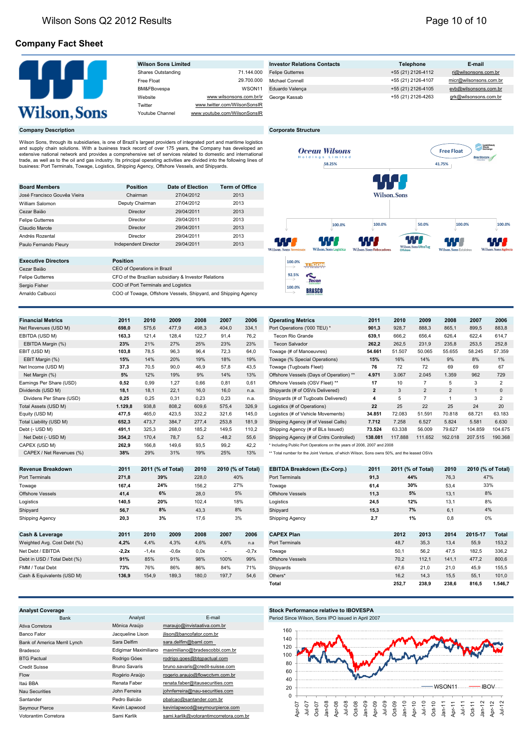# Company Fact Sheet

| Wilson Sons Limited | |
|---|---|
| Shares Outstanding | 71.144.000 |
| Free Float | 29.700.000 |
| BM&FBovespa | WSON11 |
| Website | www.wilsonsons.com.br/ir |
| Twitter | www.twitter.com/WilsonSonsIR |
| Youtube Channel | www.youtube.com/WilsonSonsIR |

| Investor Relations Contacts | Telephone | E-mail |
|---|---|---|
| Felipe Gutterres | +55 (21) 2126-4112 | ri@wilsonsons.com.br |
| Michael Connell | +55 (21) 2126-4107 | micr@wilsonsons.com.br |
| Eduardo Valença | +55 (21) 2126-4105 | evb@wilsonsons.com.br |
| George Kassab | +55 (21) 2126-4263 | grk@wilsonsons.com.br |

## Company Description

Wilson Sons, through its subsidiaries, is one of Brazil's largest providers of integrated port and maritime logistics and supply chain solutions. With a business track record of over 175 years, the Company has developed an extensive national network and provides a comprehensive set of services related to domestic and international trade, as well as to the oil and gas industry. Its principal operating activities are divided into the following lines of business: Port Terminals, Towage, Logistics, Shipping Agency, Offshore Vessels, and Shipyards.

## Corporate Structure

Ocean Wilsons Holdings Limited 58.25%
Free Float 41.75%

Wilson, Sons

100.0% Wilson, Sons Terminais
100.0% Wilson, Sons Logística
100.0% Wilson, Sons Rebocadores
50.0% Wilson, Sons UltraTug Offshore
100.0% Wilson, Sons Estaleiros
100.0% Wilson, Sons Agência

100.0% Tecon Rio Grande
92.5% Tecon Salvador
100.0% Brasco

| Board Members | Position | Date of Election | Term of Office |
|---|---|---|---|
| José Francisco Gouvêa Vieira | Chairman | 27/04/2012 | 2013 |
| William Salomon | Deputy Chairman | 27/04/2012 | 2013 |
| Cezar Baião | Director | 29/04/2011 | 2013 |
| Felipe Gutterres | Director | 29/04/2011 | 2013 |
| Claudio Marote | Director | 29/04/2011 | 2013 |
| Andrés Rozental | Director | 29/04/2011 | 2013 |
| Paulo Fernando Fleury | Independent Director | 29/04/2011 | 2013 |

| Executive Directors | Position |
|---|---|
| Cezar Baião | CEO of Operations in Brazil |
| Felipe Gutterres | CFO of the Brazilian subsidiary & Investor Relations |
| Sergio Fisher | COO of Port Terminals and Logistics |
| Arnaldo Calbucci | COO of Towage, Offshore Vessels, Shipyard, and Shipping Agency |

| Financial Metrics | 2011 | 2010 | 2009 | 2008 | 2007 | 2006 |
|---|---|---|---|---|---|---|
| Net Revenues (USD M) | **698,0** | 575,6 | 477,9 | 498,3 | 404,0 | 334,1 |
| EBITDA (USD M) | **163,3** | 121,4 | 128,4 | 122,7 | 91,4 | 76,2 |
| EBITDA Margin (%) | **23%** | 21% | 27% | 25% | 23% | 23% |
| EBIT (USD M) | **103,8** | 78,5 | 96,3 | 96,4 | 72,3 | 64,0 |
| EBIT Margin (%) | **15%** | 14% | 20% | 19% | 18% | 19% |
| Net Income (USD M) | **37,3** | 70,5 | 90,0 | 46,9 | 57,8 | 43,5 |
| Net Margin (%) | **5%** | 12% | 19% | 9% | 14% | 13% |
| Earnings Per Share (USD) | **0,52** | 0,99 | 1,27 | 0,66 | 0,81 | 0,61 |
| Dividends (USD M) | **18,1** | 18,1 | 22,1 | 16,0 | 16,0 | n.a. |
| Dividens Per Share (USD) | **0,25** | 0,25 | 0,31 | 0,23 | 0,23 | n.a. |
| Total Assets (USD M) | **1.129,8** | 938,8 | 808,2 | 609,6 | 575,4 | 326,9 |
| Equity (USD M) | **477,5** | 465,0 | 423,5 | 332,2 | 321,6 | 145,0 |
| Total Liability (USD M) | **652,3** | 473,7 | 384,7 | 277,4 | 253,8 | 181,9 |
| Debt (- USD M) | **491,1** | 325,3 | 268,0 | 185,2 | 149,5 | 110,2 |
| Net Debt (- USD M) | **354,2** | 170,4 | 78,7 | 5,2 | -48,2 | 55,6 |
| CAPEX (USD M) | **262,9** | 166,8 | 149,6 | 93,5 | 99,2 | 42,2 |
| CAPEX / Net Revenues (%) | **38%** | 29% | 31% | 19% | 25% | 13% |

| Operating Metrics | 2011 | 2010 | 2009 | 2008 | 2007 | 2006 |
|---|---|---|---|---|---|---|
| Port Operations ('000 TEU) * | **901,3** | 928,7 | 888,3 | 865,1 | 899,5 | 883,8 |
| Tecon Rio Grande | **639,1** | 666,2 | 656,4 | 626,4 | 622,4 | 614,7 |
| Tecon Salvador | **262,2** | 262,5 | 231,9 | 235,8 | 253,5 | 252,8 |
| Towage (# of Manoeuvres) | **54.661** | 51.507 | 50.065 | 55.655 | 58.245 | 57.359 |
| Towage (% Special Operations) | **15%** | 16% | 14% | 9% | 8% | 1% |
| Towage (Tugboats Fleet) | **76** | 72 | 72 | 69 | 69 | 67 |
| Offshore Vessels (Days of Operation) ** | **4.971** | 3.067 | 2.045 | 1.359 | 962 | 729 |
| Offshore Vessels (OSV Fleet) ** | **17** | 10 | 7 | 5 | 3 | 2 |
| Shipyards (# of OSVs Delivered) | **2** | 3 | 2 | 2 | 1 | 0 |
| Shipyards (# of Tugboats Delivered) | **4** | 5 | 7 | 1 | 3 | 2 |
| Logistics (# of Operations) | **22** | 25 | 22 | 25 | 24 | 20 |
| Logistics (# of Vehicle Movements) | **34.851** | 72.083 | 51.591 | 70.818 | 68.721 | 63.183 |
| Shipping Agency (# of Vessel Calls) | **7.712** | 7.258 | 6.527 | 5.824 | 5.581 | 6.630 |
| Shipping Agency (# of BLs Issued) | **73.524** | 63.338 | 56.009 | 79.627 | 104.859 | 104.675 |
| Shipping Agency (# of Cntrs Controlled) | **138.081** | 117.888 | 111.652 | 162.018 | 207.515 | 190.368 |

\* Including Public Port Operations on the years of 2006, 2007 and 2008

\*\* Total number for the Joint Venture, of which Wilson, Sons owns 50%, and the leased OSVs

| Revenue Breakdown | 2011 | 2011 (% of Total) | 2010 | 2010 (% of Total) |
|---|---|---|---|---|
| Port Terminals | **271,8** | **39%** | 228,0 | 40% |
| Towage | **167,4** | **24%** | 156,2 | 27% |
| Offshore Vessels | **41,4** | **6%** | 28,0 | 5% |
| Logistics | **140,5** | **20%** | 102,4 | 18% |
| Shipyard | **56,7** | **8%** | 43,3 | 8% |
| Shipping Agency | **20,3** | **3%** | 17,6 | 3% |

| EBITDA Breakdown (Ex-Corp.) | 2011 | 2011 (% of Total) | 2010 | 2010 (% of Total) |
|---|---|---|---|---|
| Port Terminals | **91,3** | **44%** | 76,3 | 47% |
| Towage | **61,4** | **30%** | 53,4 | 33% |
| Offshore Vessels | **11,3** | **5%** | 13,1 | 8% |
| Logistics | **24,5** | **12%** | 13,1 | 8% |
| Shipyard | **15,3** | **7%** | 6,1 | 4% |
| Shipping Agency | **2,7** | **1%** | 0,8 | 0% |

| Cash & Leverage | 2011 | 2010 | 2009 | 2008 | 2007 | 2006 |
|---|---|---|---|---|---|---|
| Weighted Avg. Cost Debt (%) | **4,2%** | 4,4% | 4,3% | 4,6% | 4,6% | n.a |
| Net Debt / EBITDA | **-2,2x** | -1,4x | -0,6x | 0,0x | - | -0,7x |
| Debt in USD / Total Debt (%) | **91%** | 85% | 91% | 98% | 100% | 99% |
| FMM / Total Debt | **73%** | 76% | 86% | 86% | 84% | 71% |
| Cash & Equivalents (USD M) | **136,9** | 154,9 | 189,3 | 180,0 | 197,7 | 54,6 |

| CAPEX Plan | 2012 | 2013 | 2014 | 2015-17 | Total |
|---|---|---|---|---|---|
| Port Terminals | 48,7 | 35,3 | 13,4 | 55,9 | 153,2 |
| Towage | 50,1 | 56,2 | 47,5 | 182,5 | 336,2 |
| Offshore Vessels | 70,2 | 112,1 | 141,1 | 477,2 | 800,6 |
| Shipyards | 67,6 | 21,0 | 21,0 | 45,9 | 155,5 |
| Others* | 16,2 | 14,3 | 15,5 | 55,1 | 101,0 |
| **Total** | **252,7** | **238,9** | **238,6** | **816,5** | **1.546,7** |

| Analyst Coverage | | |
|---|---|---|
| Bank | Analyst | E-mail |
| Ativa Corretora | Mônica Araújo | maraujo@invistaativa.com.br |
| Banco Fator | Jacqueline Lison | jlison@bancofator.com.br |
| Bank of America Merril Lynch | Sara Delfim | sara.delfim@baml.com |
| Bradesco | Edigimar Maximiliano | maximiliano@bradescobbi.com.br |
| BTG Pactual | Rodrigo Góes | rodrigo.goes@btgpactual.com |
| Credit Suisse | Bruno Savaris | bruno.savaris@credit-suisse.com |
| Flow | Rogério Araújo | rogerio.araujo@flowcctvm.com.br |
| Itaú BBA | Renata Faber | renata.faber@itausecurities.com |
| Nau Securities | John Ferreira | johnferreira@nau-securities.com |
| Santander | Pedro Balcão | pbalcao@santander.com.br |
| Seymour Pierce | Kevin Lapwood | kevinlapwood@seymourpierce.com |
| Votorantim Corretora | Sami Karlik | sami.karlik@votorantimcorretora.com.br |

## Stock Performance relative to IBOVESPA

Period Since Wilson, Sons IPO issued in April 2007

160
140
120
100
80
60
40
20
0

Apr-07 Jul-07 Oct-07 Jan-08 Apr-08 Jul-08 Oct-08 Jan-09 Apr-09 Jul-09 Oct-09 Jan-10 Apr-10 Jul-10 Oct-10 Jan-11 Apr-11 Jul-11 Oct-11 Jan-12 Apr-12 Jul-12

WSON11 IBOV